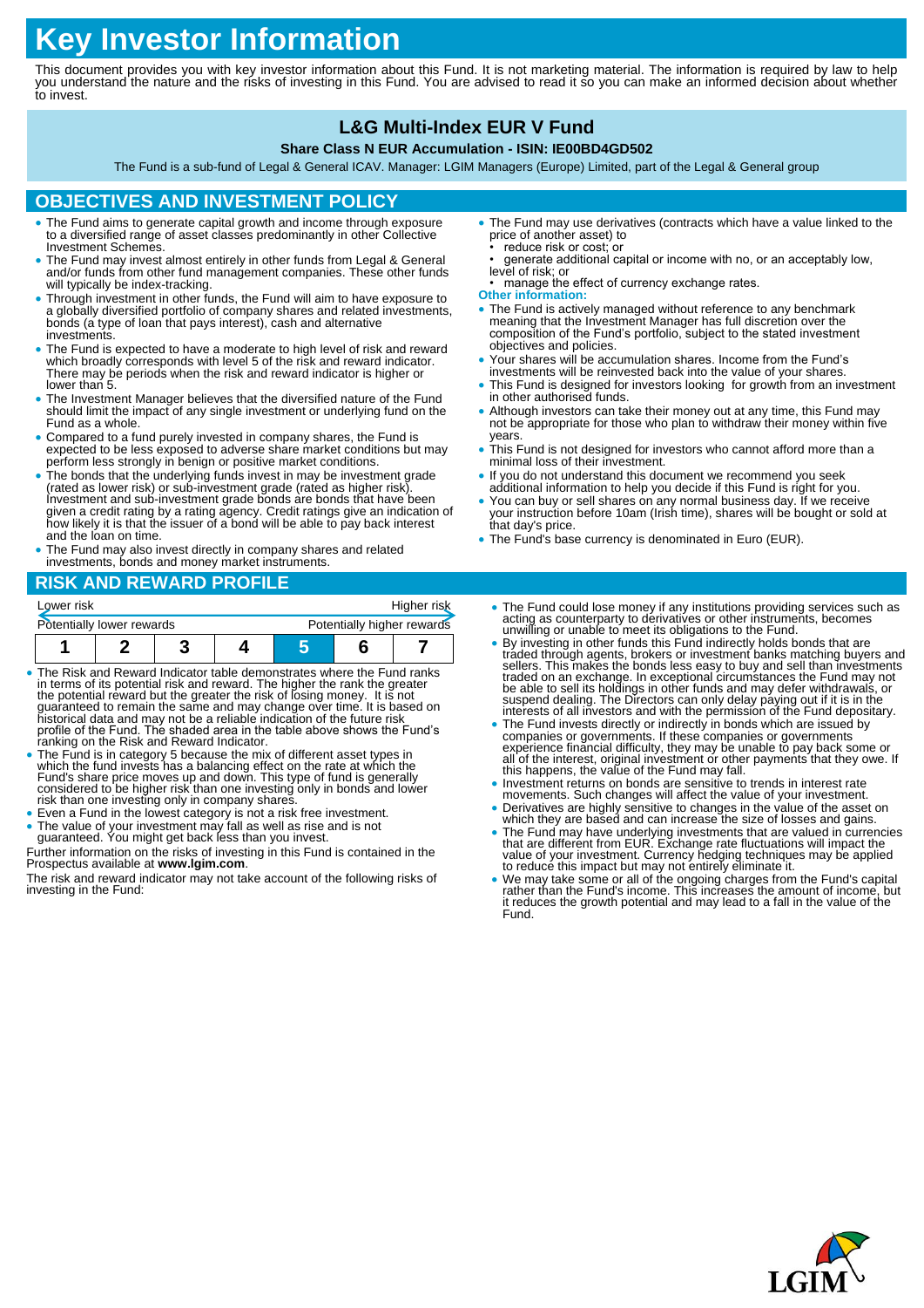# Key Investor Information

This document provides you with key investor information about this Fund. It is not marketing material. The information is required by law to help you understand the nature and the risks of investing in this Fund. You are advised to read it so you can make an informed decision about whether to invest.

## L&G Multi-Index EUR V Fund

**Share Class N EUR Accumulation - ISIN: IE00BD4GD502**

The Fund is a sub-fund of Legal & General ICAV. Manager: LGIM Managers (Europe) Limited, part of the Legal & General group

## OBJECTIVES AND INVESTMENT POLICY

- The Fund aims to generate capital growth and income through exposure to a diversified range of asset classes predominantly in other Collective Investment Schemes.
- The Fund may invest almost entirely in other funds from Legal & General and/or funds from other fund management companies. These other funds will typically be index-tracking.
- Through investment in other funds, the Fund will aim to have exposure to a globally diversified portfolio of company shares and related investments, bonds (a type of loan that pays interest), cash and alternative investments.
- The Fund is expected to have a moderate to high level of risk and reward which broadly corresponds with level 5 of the risk and reward indicator. There may be periods when the risk and reward indicator is higher or lower than 5.
- The Investment Manager believes that the diversified nature of the Fund should limit the impact of any single investment or underlying fund on the Fund as a whole.
- Compared to a fund purely invested in company shares, the Fund is expected to be less exposed to adverse share market conditions but may perform less strongly in benign or positive market conditions.
- The bonds that the underlying funds invest in may be investment grade (rated as lower risk) or sub-investment grade (rated as higher risk). Investment and sub-investment grade bonds are bonds that have been given a credit rating by a rating agency. Credit ratings give an indication of how likely it is that the issuer of a bond will be able to pay back interest and the loan on time.
- The Fund may also invest directly in company shares and related investments, bonds and money market instruments.
- The Fund may use derivatives (contracts which have a value linked to the price of another asset) to
  - reduce risk or cost; or
  - generate additional capital or income with no, or an acceptably low, level of risk; or
  - manage the effect of currency exchange rates.

**Other information:**

- The Fund is actively managed without reference to any benchmark meaning that the Investment Manager has full discretion over the composition of the Fund's portfolio, subject to the stated investment objectives and policies.
- Your shares will be accumulation shares. Income from the Fund's investments will be reinvested back into the value of your shares.
- This Fund is designed for investors looking for growth from an investment in other authorised funds.
- Although investors can take their money out at any time, this Fund may not be appropriate for those who plan to withdraw their money within five years.
- This Fund is not designed for investors who cannot afford more than a minimal loss of their investment.
- If you do not understand this document we recommend you seek additional information to help you decide if this Fund is right for you.
- You can buy or sell shares on any normal business day. If we receive your instruction before 10am (Irish time), shares will be bought or sold at that day's price.
- The Fund's base currency is denominated in Euro (EUR).

## RISK AND REWARD PROFILE

Lower risk — Higher risk

Potentially lower rewards — Potentially higher rewards

| | | | | | | |
|---|---|---|---|---|---|---|
| 1 | 2 | 3 | 4 | **5** | 6 | 7 |

- The Risk and Reward Indicator table demonstrates where the Fund ranks in terms of its potential risk and reward. The higher the rank the greater the potential reward but the greater the risk of losing money. It is not guaranteed to remain the same and may change over time. It is based on historical data and may not be a reliable indication of the future risk profile of the Fund. The shaded area in the table above shows the Fund's ranking on the Risk and Reward Indicator.
- The Fund is in category 5 because the mix of different asset types in which the fund invests has a balancing effect on the rate at which the Fund's share price moves up and down. This type of fund is generally considered to be higher risk than one investing only in bonds and lower risk than one investing only in company shares.
- Even a Fund in the lowest category is not a risk free investment.
- The value of your investment may fall as well as rise and is not guaranteed. You might get back less than you invest.

Further information on the risks of investing in this Fund is contained in the Prospectus available at **www.lgim.com**.

The risk and reward indicator may not take account of the following risks of investing in the Fund:

- The Fund could lose money if any institutions providing services such as acting as counterparty to derivatives or other instruments, becomes unwilling or unable to meet its obligations to the Fund.
- By investing in other funds this Fund indirectly holds bonds that are traded through agents, brokers or investment banks matching buyers and sellers. This makes the bonds less easy to buy and sell than investments traded on an exchange. In exceptional circumstances the Fund may not be able to sell its holdings in other funds and may defer withdrawals, or suspend dealing. The Directors can only delay paying out if it is in the interests of all investors and with the permission of the Fund depositary.
- The Fund invests directly or indirectly in bonds which are issued by companies or governments. If these companies or governments experience financial difficulty, they may be unable to pay back some or all of the interest, original investment or other payments that they owe. If this happens, the value of the Fund may fall.
- Investment returns on bonds are sensitive to trends in interest rate movements. Such changes will affect the value of your investment.
- Derivatives are highly sensitive to changes in the value of the asset on which they are based and can increase the size of losses and gains.
- The Fund may have underlying investments that are valued in currencies that are different from EUR. Exchange rate fluctuations will impact the value of your investment. Currency hedging techniques may be applied to reduce this impact but may not entirely eliminate it.
- We may take some or all of the ongoing charges from the Fund's capital rather than the Fund's income. This increases the amount of income, but it reduces the growth potential and may lead to a fall in the value of the Fund.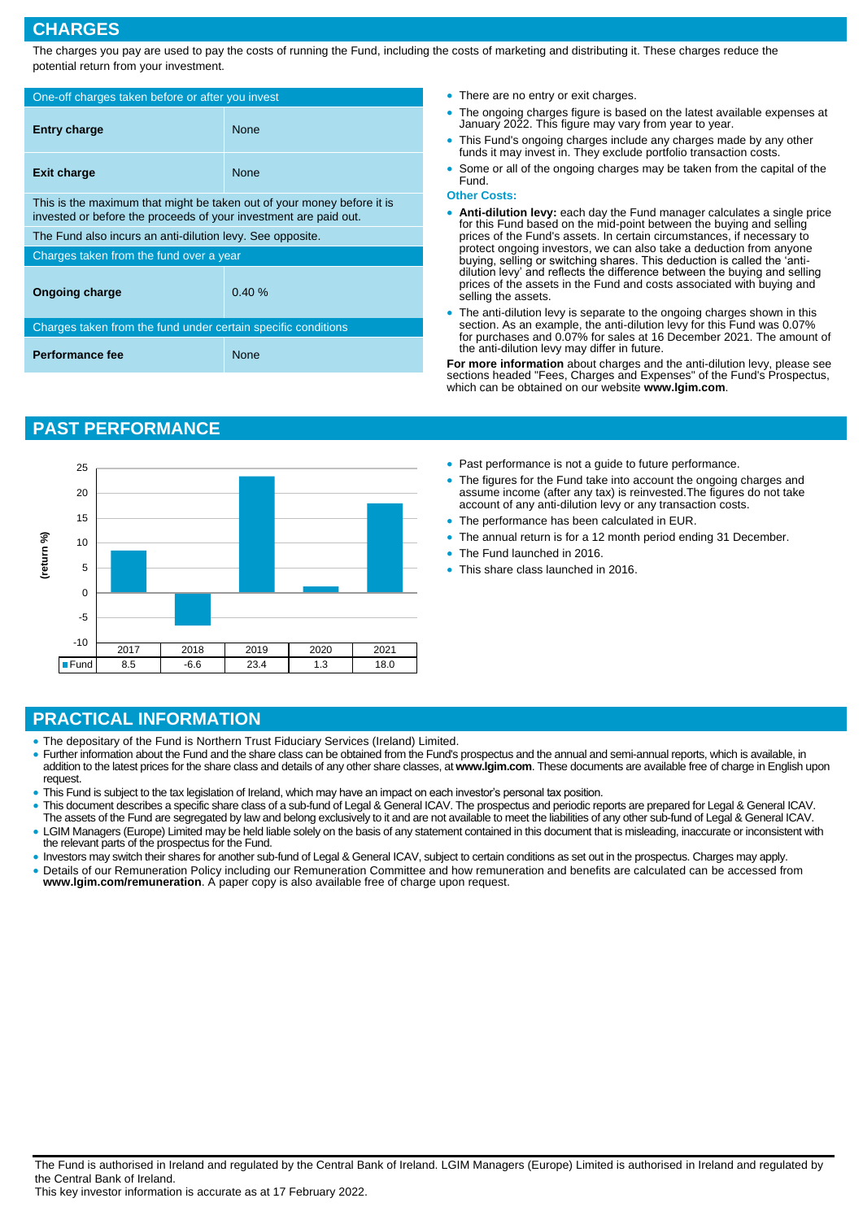## CHARGES

The charges you pay are used to pay the costs of running the Fund, including the costs of marketing and distributing it. These charges reduce the potential return from your investment.

| One-off charges taken before or after you invest | |
|---|---|
| **Entry charge** | None |
| **Exit charge** | None |
| This is the maximum that might be taken out of your money before it is invested or before the proceeds of your investment are paid out. | |
| The Fund also incurs an anti-dilution levy. See opposite. | |
| Charges taken from the fund over a year | |
| **Ongoing charge** | 0.40 % |
| Charges taken from the fund under certain specific conditions | |
| **Performance fee** | None |

- There are no entry or exit charges.
- The ongoing charges figure is based on the latest available expenses at January 2022. This figure may vary from year to year.
- This Fund's ongoing charges include any charges made by any other funds it may invest in. They exclude portfolio transaction costs.
- Some or all of the ongoing charges may be taken from the capital of the Fund.

**Other Costs:**

- **Anti-dilution levy:** each day the Fund manager calculates a single price for this Fund based on the mid-point between the buying and selling prices of the Fund's assets. In certain circumstances, if necessary to protect ongoing investors, we can also take a deduction from anyone buying, selling or switching shares. This deduction is called the 'anti-dilution levy' and reflects the difference between the buying and selling prices of the assets in the Fund and costs associated with buying and selling the assets.
- The anti-dilution levy is separate to the ongoing charges shown in this section. As an example, the anti-dilution levy for this Fund was 0.07% for purchases and 0.07% for sales at 16 December 2021. The amount of the anti-dilution levy may differ in future.

**For more information** about charges and the anti-dilution levy, please see sections headed "Fees, Charges and Expenses" of the Fund's Prospectus, which can be obtained on our website **www.lgim.com**.

## PAST PERFORMANCE

(return %)

25
20
15
10
5
0
-5
-10

2017 2018 2019 2020 2021

Fund 8.5 -6.6 23.4 1.3 18.0

- Past performance is not a guide to future performance.
- The figures for the Fund take into account the ongoing charges and assume income (after any tax) is reinvested.The figures do not take account of any anti-dilution levy or any transaction costs.
- The performance has been calculated in EUR.
- The annual return is for a 12 month period ending 31 December.
- The Fund launched in 2016.
- This share class launched in 2016.

## PRACTICAL INFORMATION

- The depositary of the Fund is Northern Trust Fiduciary Services (Ireland) Limited.
- Further information about the Fund and the share class can be obtained from the Fund's prospectus and the annual and semi-annual reports, which is available, in addition to the latest prices for the share class and details of any other share classes, at **www.lgim.com**. These documents are available free of charge in English upon request.
- This Fund is subject to the tax legislation of Ireland, which may have an impact on each investor's personal tax position.
- This document describes a specific share class of a sub-fund of Legal & General ICAV. The prospectus and periodic reports are prepared for Legal & General ICAV. The assets of the Fund are segregated by law and belong exclusively to it and are not available to meet the liabilities of any other sub-fund of Legal & General ICAV.
- LGIM Managers (Europe) Limited may be held liable solely on the basis of any statement contained in this document that is misleading, inaccurate or inconsistent with the relevant parts of the prospectus for the Fund.
- Investors may switch their shares for another sub-fund of Legal & General ICAV, subject to certain conditions as set out in the prospectus. Charges may apply.
- Details of our Remuneration Policy including our Remuneration Committee and how remuneration and benefits are calculated can be accessed from **www.lgim.com/remuneration**. A paper copy is also available free of charge upon request.

The Fund is authorised in Ireland and regulated by the Central Bank of Ireland. LGIM Managers (Europe) Limited is authorised in Ireland and regulated by the Central Bank of Ireland.
This key investor information is accurate as at 17 February 2022.